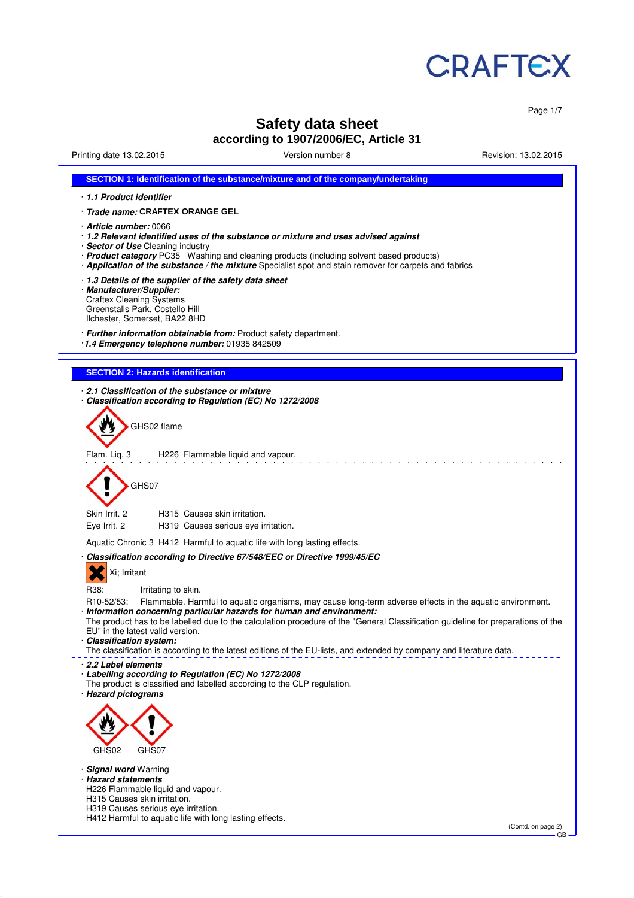# Safety data sheet

## according to 1907/2006/EC, Article 31

Printing date 13.02.2015 Version number 8 Revision: 13.02.2015

## SECTION 1: Identification of the substance/mixture and of the company/undertaking

· ***1.1 Product identifier***

· ***Trade name:*** **CRAFTEX ORANGE GEL**

· ***Article number:*** 0066

· ***1.2 Relevant identified uses of the substance or mixture and uses advised against***

· ***Sector of Use*** Cleaning industry

· ***Product category*** PC35 Washing and cleaning products (including solvent based products)

· ***Application of the substance / the mixture*** Specialist spot and stain remover for carpets and fabrics

· ***1.3 Details of the supplier of the safety data sheet***

· ***Manufacturer/Supplier:***
Craftex Cleaning Systems
Greenstalls Park, Costello Hill
Ilchester, Somerset, BA22 8HD

· ***Further information obtainable from:*** Product safety department.

· ***1.4 Emergency telephone number:*** 01935 842509

## SECTION 2: Hazards identification

· ***2.1 Classification of the substance or mixture***

· ***Classification according to Regulation (EC) No 1272/2008***

GHS02 flame

Flam. Liq. 3 H226 Flammable liquid and vapour.

GHS07

Skin Irrit. 2 H315 Causes skin irritation.
Eye Irrit. 2 H319 Causes serious eye irritation.

Aquatic Chronic 3 H412 Harmful to aquatic life with long lasting effects.

· ***Classification according to Directive 67/548/EEC or Directive 1999/45/EC***

Xi; Irritant

R38: Irritating to skin.

R10-52/53: Flammable. Harmful to aquatic organisms, may cause long-term adverse effects in the aquatic environment.

· ***Information concerning particular hazards for human and environment:***
The product has to be labelled due to the calculation procedure of the "General Classification guideline for preparations of the EU" in the latest valid version.

· ***Classification system:***
The classification is according to the latest editions of the EU-lists, and extended by company and literature data.

· ***2.2 Label elements***

· ***Labelling according to Regulation (EC) No 1272/2008***
The product is classified and labelled according to the CLP regulation.

· ***Hazard pictograms***

GHS02 GHS07

· ***Signal word*** Warning

· ***Hazard statements***
H226 Flammable liquid and vapour.
H315 Causes skin irritation.
H319 Causes serious eye irritation.
H412 Harmful to aquatic life with long lasting effects.

(Contd. on page 2)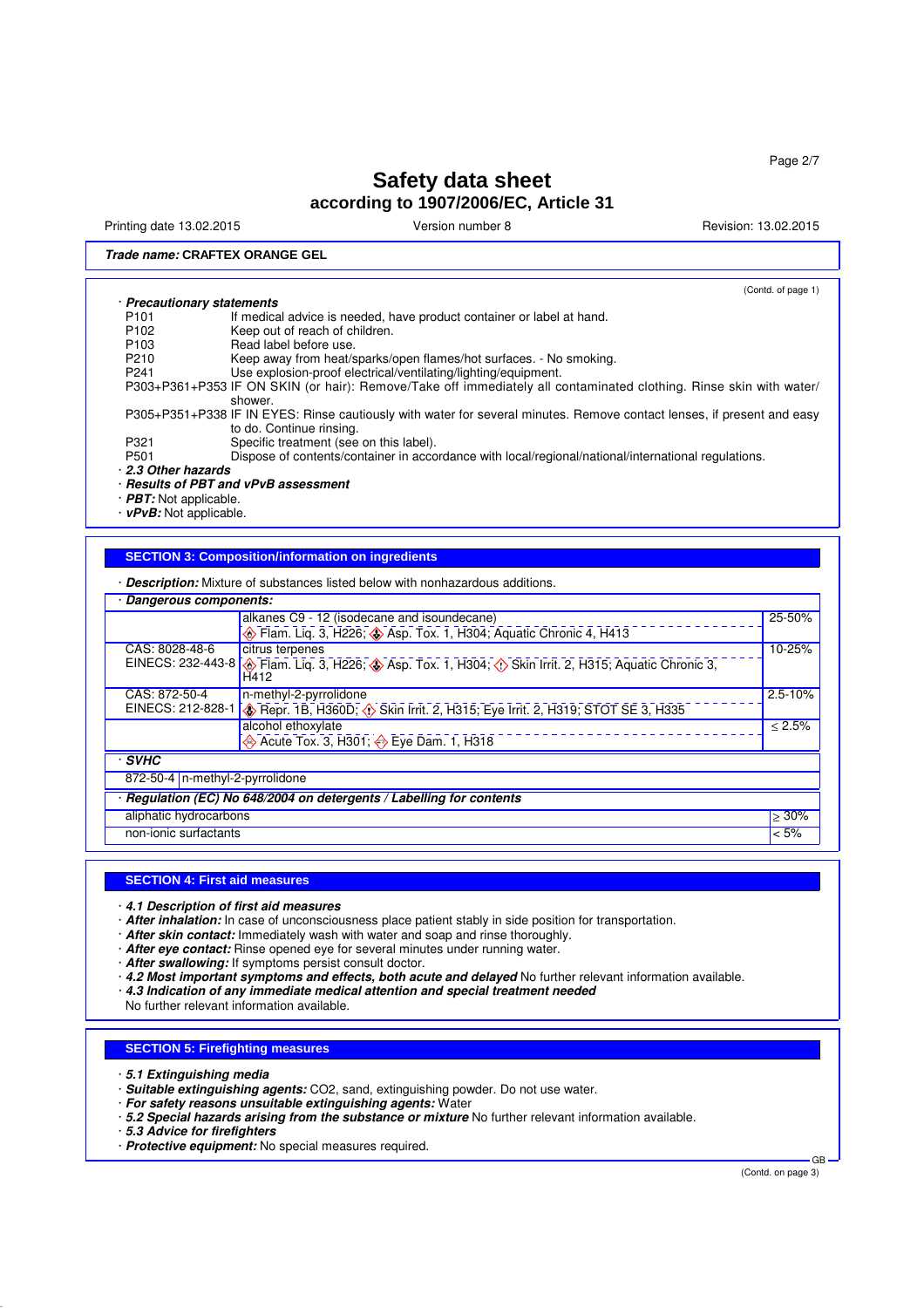# Safety data sheet
## according to 1907/2006/EC, Article 31

Printing date 13.02.2015 Version number 8 Revision: 13.02.2015

**Trade name: CRAFTEX ORANGE GEL**

(Contd. of page 1)

· ***Precautionary statements***

| | |
|---|---|
| P101 | If medical advice is needed, have product container or label at hand. |
| P102 | Keep out of reach of children. |
| P103 | Read label before use. |
| P210 | Keep away from heat/sparks/open flames/hot surfaces. - No smoking. |
| P241 | Use explosion-proof electrical/ventilating/lighting/equipment. |
| P303+P361+P353 | IF ON SKIN (or hair): Remove/Take off immediately all contaminated clothing. Rinse skin with water/shower. |
| P305+P351+P338 | IF IN EYES: Rinse cautiously with water for several minutes. Remove contact lenses, if present and easy to do. Continue rinsing. |
| P321 | Specific treatment (see on this label). |
| P501 | Dispose of contents/container in accordance with local/regional/national/international regulations. |

· ***2.3 Other hazards***
· ***Results of PBT and vPvB assessment***
· ***PBT:*** Not applicable.
· ***vPvB:*** Not applicable.

## SECTION 3: Composition/information on ingredients

· ***Description:*** Mixture of substances listed below with nonhazardous additions.

· ***Dangerous components:***

| | | |
|---|---|---|
| | alkanes C9 - 12 (isodecane and isoundecane)<br>Flam. Liq. 3, H226; Asp. Tox. 1, H304; Aquatic Chronic 4, H413 | 25-50% |
| CAS: 8028-48-6<br>EINECS: 232-443-8 | citrus terpenes<br>Flam. Liq. 3, H226; Asp. Tox. 1, H304; Skin Irrit. 2, H315; Aquatic Chronic 3, H412 | 10-25% |
| CAS: 872-50-4<br>EINECS: 212-828-1 | n-methyl-2-pyrrolidone<br>Repr. 1B, H360D; Skin Irrit. 2, H315; Eye Irrit. 2, H319; STOT SE 3, H335 | 2.5-10% |
| | alcohol ethoxylate<br>Acute Tox. 3, H301; Eye Dam. 1, H318 | ≤ 2.5% |

· ***SVHC***

| | |
|---|---|
| 872-50-4 | n-methyl-2-pyrrolidone |

· ***Regulation (EC) No 648/2004 on detergents / Labelling for contents***

| | |
|---|---|
| aliphatic hydrocarbons | ≥ 30% |
| non-ionic surfactants | < 5% |

## SECTION 4: First aid measures

· ***4.1 Description of first aid measures***
· ***After inhalation:*** In case of unconsciousness place patient stably in side position for transportation.
· ***After skin contact:*** Immediately wash with water and soap and rinse thoroughly.
· ***After eye contact:*** Rinse opened eye for several minutes under running water.
· ***After swallowing:*** If symptoms persist consult doctor.
· ***4.2 Most important symptoms and effects, both acute and delayed*** No further relevant information available.
· ***4.3 Indication of any immediate medical attention and special treatment needed***
No further relevant information available.

## SECTION 5: Firefighting measures

· ***5.1 Extinguishing media***
· ***Suitable extinguishing agents:*** CO2, sand, extinguishing powder. Do not use water.
· ***For safety reasons unsuitable extinguishing agents:*** Water
· ***5.2 Special hazards arising from the substance or mixture*** No further relevant information available.
· ***5.3 Advice for firefighters***
· ***Protective equipment:*** No special measures required.

(Contd. on page 3)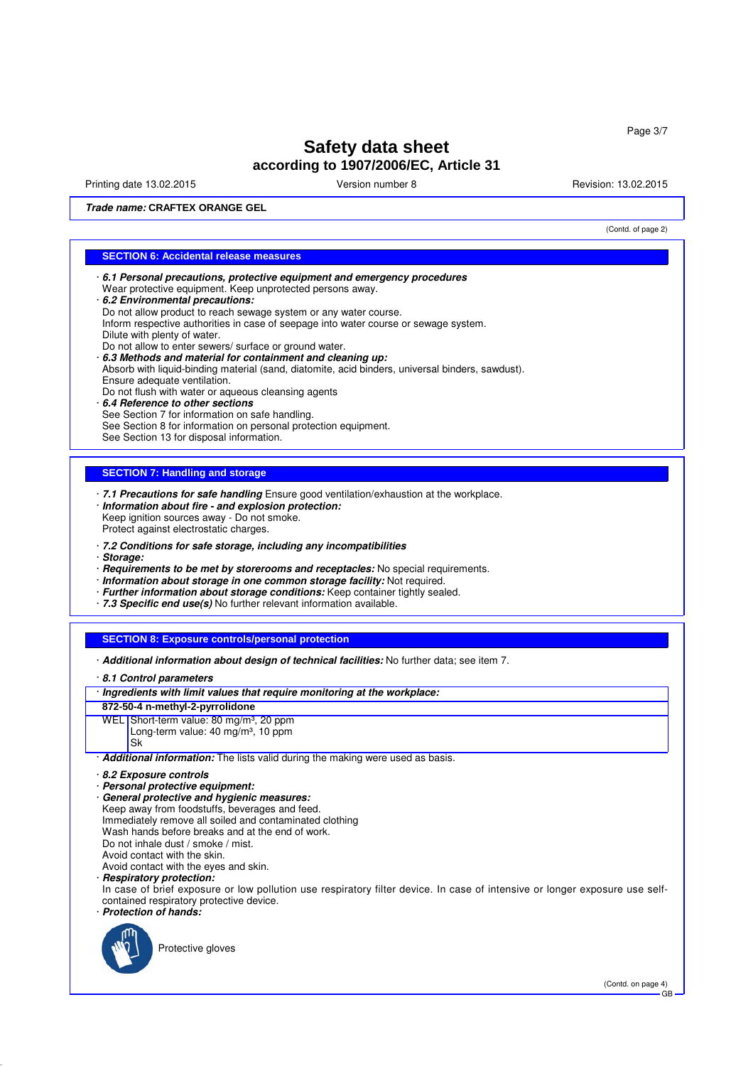# Safety data sheet

## according to 1907/2006/EC, Article 31

Printing date 13.02.2015 | Version number 8 | Revision: 13.02.2015

***Trade name:*** **CRAFTEX ORANGE GEL**

(Contd. of page 2)

## SECTION 6: Accidental release measures

· ***6.1 Personal precautions, protective equipment and emergency procedures***
Wear protective equipment. Keep unprotected persons away.

· ***6.2 Environmental precautions:***
Do not allow product to reach sewage system or any water course.
Inform respective authorities in case of seepage into water course or sewage system.
Dilute with plenty of water.
Do not allow to enter sewers/ surface or ground water.

· ***6.3 Methods and material for containment and cleaning up:***
Absorb with liquid-binding material (sand, diatomite, acid binders, universal binders, sawdust).
Ensure adequate ventilation.
Do not flush with water or aqueous cleansing agents

· ***6.4 Reference to other sections***
See Section 7 for information on safe handling.
See Section 8 for information on personal protection equipment.
See Section 13 for disposal information.

## SECTION 7: Handling and storage

· ***7.1 Precautions for safe handling*** Ensure good ventilation/exhaustion at the workplace.

· ***Information about fire - and explosion protection:***
Keep ignition sources away - Do not smoke.
Protect against electrostatic charges.

· ***7.2 Conditions for safe storage, including any incompatibilities***

· ***Storage:***

· ***Requirements to be met by storerooms and receptacles:*** No special requirements.

· ***Information about storage in one common storage facility:*** Not required.

· ***Further information about storage conditions:*** Keep container tightly sealed.

· ***7.3 Specific end use(s)*** No further relevant information available.

## SECTION 8: Exposure controls/personal protection

· ***Additional information about design of technical facilities:*** No further data; see item 7.

· ***8.1 Control parameters***

| · ***Ingredients with limit values that require monitoring at the workplace:*** | |
|---|---|
| **872-50-4 n-methyl-2-pyrrolidone** | |
| WEL | Short-term value: 80 mg/m³, 20 ppm<br>Long-term value: 40 mg/m³, 10 ppm<br>Sk |

· ***Additional information:*** The lists valid during the making were used as basis.

· ***8.2 Exposure controls***

· ***Personal protective equipment:***

· ***General protective and hygienic measures:***
Keep away from foodstuffs, beverages and feed.
Immediately remove all soiled and contaminated clothing
Wash hands before breaks and at the end of work.
Do not inhale dust / smoke / mist.
Avoid contact with the skin.
Avoid contact with the eyes and skin.

· ***Respiratory protection:***
In case of brief exposure or low pollution use respiratory filter device. In case of intensive or longer exposure use self-contained respiratory protective device.

· ***Protection of hands:***

Protective gloves

(Contd. on page 4)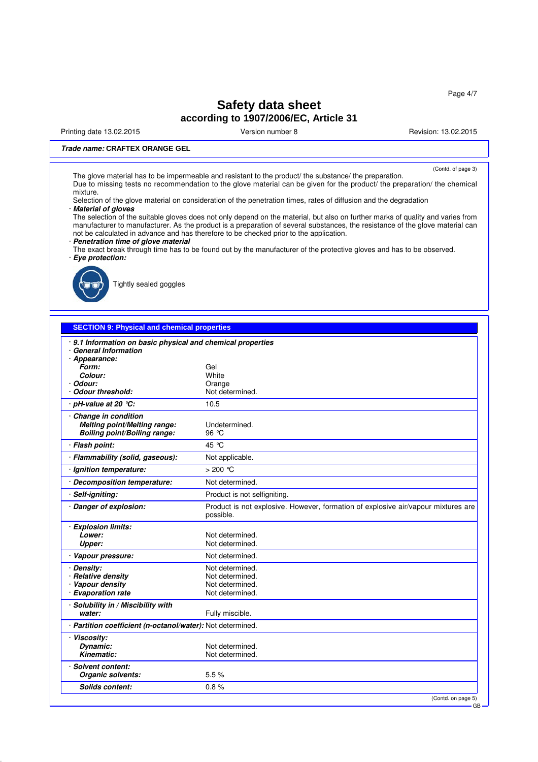# Safety data sheet

## according to 1907/2006/EC, Article 31

Printing date 13.02.2015 | Version number 8 | Revision: 13.02.2015

**Trade name: CRAFTEX ORANGE GEL**

(Contd. of page 3)

The glove material has to be impermeable and resistant to the product/ the substance/ the preparation.
Due to missing tests no recommendation to the glove material can be given for the product/ the preparation/ the chemical mixture.
Selection of the glove material on consideration of the penetration times, rates of diffusion and the degradation

· ***Material of gloves***
The selection of the suitable gloves does not only depend on the material, but also on further marks of quality and varies from manufacturer to manufacturer. As the product is a preparation of several substances, the resistance of the glove material can not be calculated in advance and has therefore to be checked prior to the application.

· ***Penetration time of glove material***
The exact break through time has to be found out by the manufacturer of the protective gloves and has to be observed.

· ***Eye protection:***

Tightly sealed goggles

**SECTION 9: Physical and chemical properties**

| | |
|---|---|
| · ***9.1 Information on basic physical and chemical properties*** | |
| · ***General Information*** | |
| · ***Appearance:*** | |
| ***Form:*** | Gel |
| ***Colour:*** | White |
| · ***Odour:*** | Orange |
| · ***Odour threshold:*** | Not determined. |
| · ***pH-value at 20 °C:*** | 10.5 |
| · ***Change in condition*** | |
| ***Melting point/Melting range:*** | Undetermined. |
| ***Boiling point/Boiling range:*** | 96 °C |
| · ***Flash point:*** | 45 °C |
| · ***Flammability (solid, gaseous):*** | Not applicable. |
| · ***Ignition temperature:*** | > 200 °C |
| · ***Decomposition temperature:*** | Not determined. |
| · ***Self-igniting:*** | Product is not selfigniting. |
| · ***Danger of explosion:*** | Product is not explosive. However, formation of explosive air/vapour mixtures are possible. |
| · ***Explosion limits:*** | |
| ***Lower:*** | Not determined. |
| ***Upper:*** | Not determined. |
| · ***Vapour pressure:*** | Not determined. |
| · ***Density:*** | Not determined. |
| · ***Relative density*** | Not determined. |
| · ***Vapour density*** | Not determined. |
| · ***Evaporation rate*** | Not determined. |
| · ***Solubility in / Miscibility with*** | |
| ***water:*** | Fully miscible. |
| · ***Partition coefficient (n-octanol/water):*** | Not determined. |
| · ***Viscosity:*** | |
| ***Dynamic:*** | Not determined. |
| ***Kinematic:*** | Not determined. |
| · ***Solvent content:*** | |
| ***Organic solvents:*** | 5.5 % |
| ***Solids content:*** | 0.8 % |

(Contd. on page 5)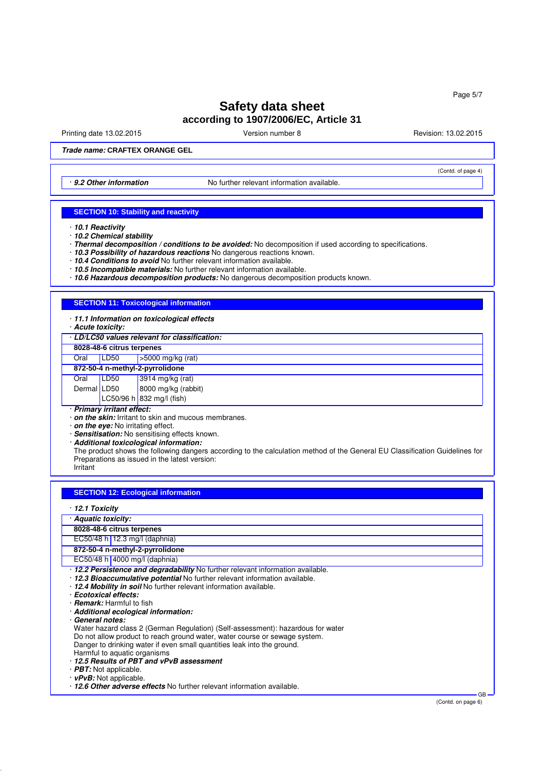**Trade name: CRAFTEX ORANGE GEL**

(Contd. of page 4)

· *9.2 Other information* No further relevant information available.

## SECTION 10: Stability and reactivity

· *10.1 Reactivity*
· *10.2 Chemical stability*
· *Thermal decomposition / conditions to be avoided:* No decomposition if used according to specifications.
· *10.3 Possibility of hazardous reactions* No dangerous reactions known.
· *10.4 Conditions to avoid* No further relevant information available.
· *10.5 Incompatible materials:* No further relevant information available.
· *10.6 Hazardous decomposition products:* No dangerous decomposition products known.

## SECTION 11: Toxicological information

· *11.1 Information on toxicological effects*
· *Acute toxicity:*

· *LD/LC50 values relevant for classification:*

| | | |
|---|---|---|
| **8028-48-6 citrus terpenes** | | |
| Oral | LD50 | >5000 mg/kg (rat) |
| **872-50-4 n-methyl-2-pyrrolidone** | | |
| Oral | LD50 | 3914 mg/kg (rat) |
| Dermal | LD50 | 8000 mg/kg (rabbit) |
| | LC50/96 h | 832 mg/l (fish) |

· *Primary irritant effect:*
· *on the skin:* Irritant to skin and mucous membranes.
· *on the eye:* No irritating effect.
· *Sensitisation:* No sensitising effects known.
· *Additional toxicological information:*
The product shows the following dangers according to the calculation method of the General EU Classification Guidelines for Preparations as issued in the latest version:
Irritant

## SECTION 12: Ecological information

· *12.1 Toxicity*

· *Aquatic toxicity:*

| | |
|---|---|
| **8028-48-6 citrus terpenes** | |
| EC50/48 h | 12.3 mg/l (daphnia) |
| **872-50-4 n-methyl-2-pyrrolidone** | |
| EC50/48 h | 4000 mg/l (daphnia) |

· *12.2 Persistence and degradability* No further relevant information available.
· *12.3 Bioaccumulative potential* No further relevant information available.
· *12.4 Mobility in soil* No further relevant information available.
· *Ecotoxical effects:*
· *Remark:* Harmful to fish
· *Additional ecological information:*
· *General notes:*
Water hazard class 2 (German Regulation) (Self-assessment): hazardous for water
Do not allow product to reach ground water, water course or sewage system.
Danger to drinking water if even small quantities leak into the ground.
Harmful to aquatic organisms
· *12.5 Results of PBT and vPvB assessment*
· *PBT:* Not applicable.
· *vPvB:* Not applicable.
· *12.6 Other adverse effects* No further relevant information available.

(Contd. on page 6)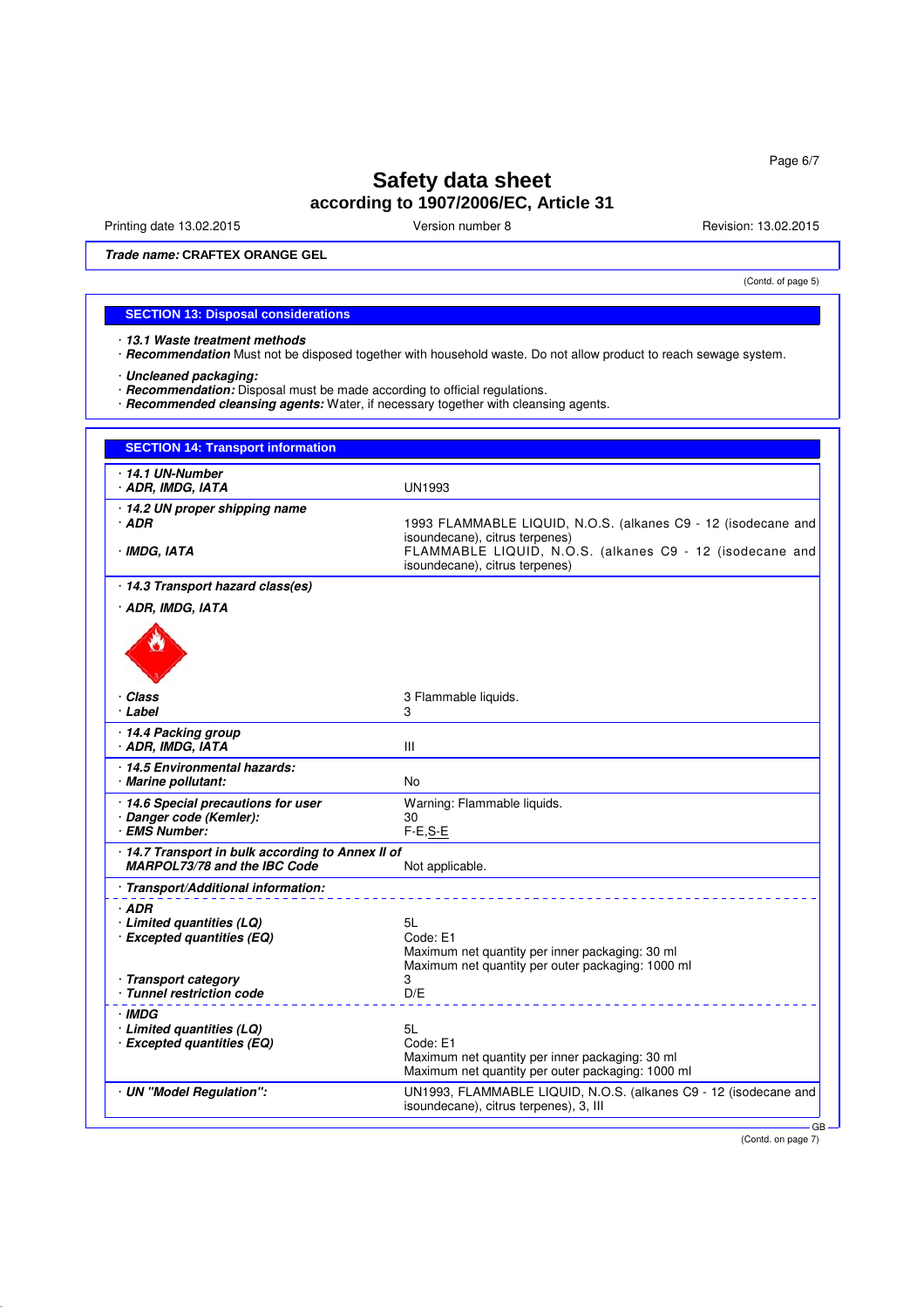# Safety data sheet

## according to 1907/2006/EC, Article 31

Printing date 13.02.2015 Version number 8 Revision: 13.02.2015

**Trade name: CRAFTEX ORANGE GEL**

(Contd. of page 5)

## SECTION 13: Disposal considerations

· ***13.1 Waste treatment methods***
· ***Recommendation*** Must not be disposed together with household waste. Do not allow product to reach sewage system.

· ***Uncleaned packaging:***
· ***Recommendation:*** Disposal must be made according to official regulations.
· ***Recommended cleansing agents:*** Water, if necessary together with cleansing agents.

## SECTION 14: Transport information

| | |
|---|---|
| · ***14.1 UN-Number*** | |
| · ***ADR, IMDG, IATA*** | UN1993 |
| · ***14.2 UN proper shipping name*** | |
| · ***ADR*** | 1993 FLAMMABLE LIQUID, N.O.S. (alkanes C9 - 12 (isodecane and isoundecane), citrus terpenes) |
| · ***IMDG, IATA*** | FLAMMABLE LIQUID, N.O.S. (alkanes C9 - 12 (isodecane and isoundecane), citrus terpenes) |
| · ***14.3 Transport hazard class(es)*** | |
| · ***ADR, IMDG, IATA*** | |
| · ***Class*** | 3 Flammable liquids. |
| · ***Label*** | 3 |
| · ***14.4 Packing group*** | |
| · ***ADR, IMDG, IATA*** | III |
| · ***14.5 Environmental hazards:*** | |
| · ***Marine pollutant:*** | No |
| · ***14.6 Special precautions for user*** | Warning: Flammable liquids. |
| · ***Danger code (Kemler):*** | 30 |
| · ***EMS Number:*** | F-E,S-E |
| · ***14.7 Transport in bulk according to Annex II of MARPOL73/78 and the IBC Code*** | Not applicable. |
| · ***Transport/Additional information:*** | |
| · ***ADR*** | |
| · ***Limited quantities (LQ)*** | 5L |
| · ***Excepted quantities (EQ)*** | Code: E1<br>Maximum net quantity per inner packaging: 30 ml<br>Maximum net quantity per outer packaging: 1000 ml |
| · ***Transport category*** | 3 |
| · ***Tunnel restriction code*** | D/E |
| · ***IMDG*** | |
| · ***Limited quantities (LQ)*** | 5L |
| · ***Excepted quantities (EQ)*** | Code: E1<br>Maximum net quantity per inner packaging: 30 ml<br>Maximum net quantity per outer packaging: 1000 ml |
| · ***UN "Model Regulation":*** | UN1993, FLAMMABLE LIQUID, N.O.S. (alkanes C9 - 12 (isodecane and isoundecane), citrus terpenes), 3, III |

GB

(Contd. on page 7)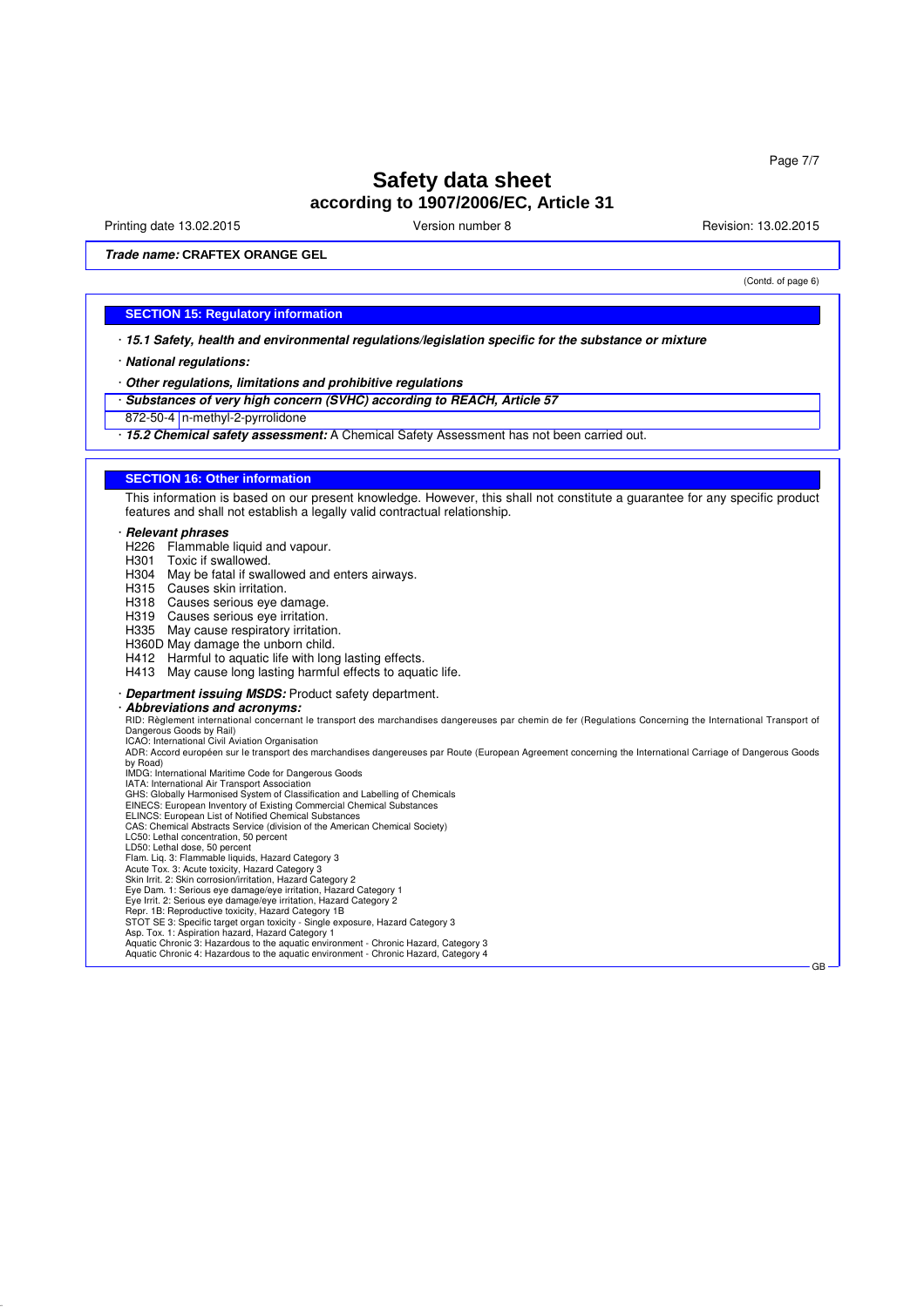**Trade name:** **CRAFTEX ORANGE GEL**

(Contd. of page 6)

## SECTION 15: Regulatory information

· ***15.1 Safety, health and environmental regulations/legislation specific for the substance or mixture***

· ***National regulations:***

· ***Other regulations, limitations and prohibitive regulations***

· ***Substances of very high concern (SVHC) according to REACH, Article 57***

| | |
|---|---|
| 872-50-4 | n-methyl-2-pyrrolidone |

· ***15.2 Chemical safety assessment:*** A Chemical Safety Assessment has not been carried out.

## SECTION 16: Other information

This information is based on our present knowledge. However, this shall not constitute a guarantee for any specific product features and shall not establish a legally valid contractual relationship.

· ***Relevant phrases***

H226 Flammable liquid and vapour.
H301 Toxic if swallowed.
H304 May be fatal if swallowed and enters airways.
H315 Causes skin irritation.
H318 Causes serious eye damage.
H319 Causes serious eye irritation.
H335 May cause respiratory irritation.
H360D May damage the unborn child.
H412 Harmful to aquatic life with long lasting effects.
H413 May cause long lasting harmful effects to aquatic life.

· ***Department issuing MSDS:*** Product safety department.

· ***Abbreviations and acronyms:***

RID: Règlement international concernant le transport des marchandises dangereuses par chemin de fer (Regulations Concerning the International Transport of Dangerous Goods by Rail)
ICAO: International Civil Aviation Organisation
ADR: Accord européen sur le transport des marchandises dangereuses par Route (European Agreement concerning the International Carriage of Dangerous Goods by Road)
IMDG: International Maritime Code for Dangerous Goods
IATA: International Air Transport Association
GHS: Globally Harmonised System of Classification and Labelling of Chemicals
EINECS: European Inventory of Existing Commercial Chemical Substances
ELINCS: European List of Notified Chemical Substances
CAS: Chemical Abstracts Service (division of the American Chemical Society)
LC50: Lethal concentration, 50 percent
LD50: Lethal dose, 50 percent
Flam. Liq. 3: Flammable liquids, Hazard Category 3
Acute Tox. 3: Acute toxicity, Hazard Category 3
Skin Irrit. 2: Skin corrosion/irritation, Hazard Category 2
Eye Dam. 1: Serious eye damage/eye irritation, Hazard Category 1
Eye Irrit. 2: Serious eye damage/eye irritation, Hazard Category 2
Repr. 1B: Reproductive toxicity, Hazard Category 1B
STOT SE 3: Specific target organ toxicity - Single exposure, Hazard Category 3
Asp. Tox. 1: Aspiration hazard, Hazard Category 1
Aquatic Chronic 3: Hazardous to the aquatic environment - Chronic Hazard, Category 3
Aquatic Chronic 4: Hazardous to the aquatic environment - Chronic Hazard, Category 4